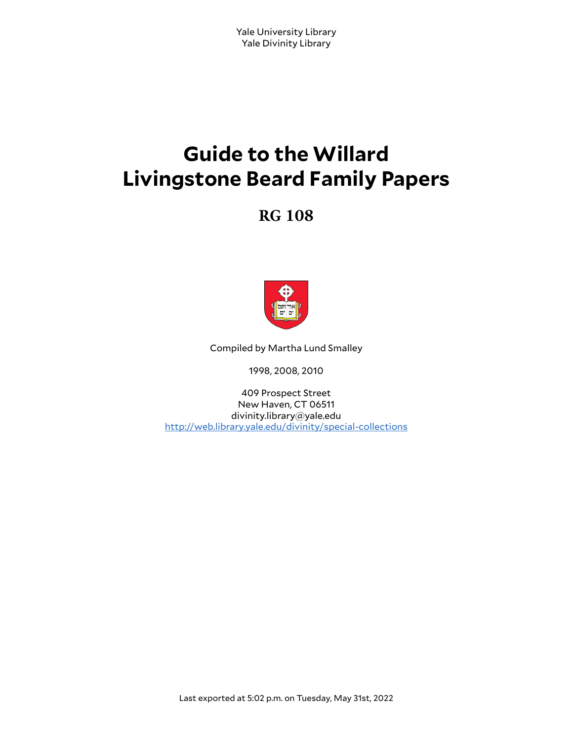Yale University Library
Yale Divinity Library

# Guide to the Willard Livingstone Beard Family Papers

## RG 108

Compiled by Martha Lund Smalley

1998, 2008, 2010

409 Prospect Street
New Haven, CT 06511
divinity.library@yale.edu
[http://web.library.yale.edu/divinity/special-collections](http://web.library.yale.edu/divinity/special-collections)

Last exported at 5:02 p.m. on Tuesday, May 31st, 2022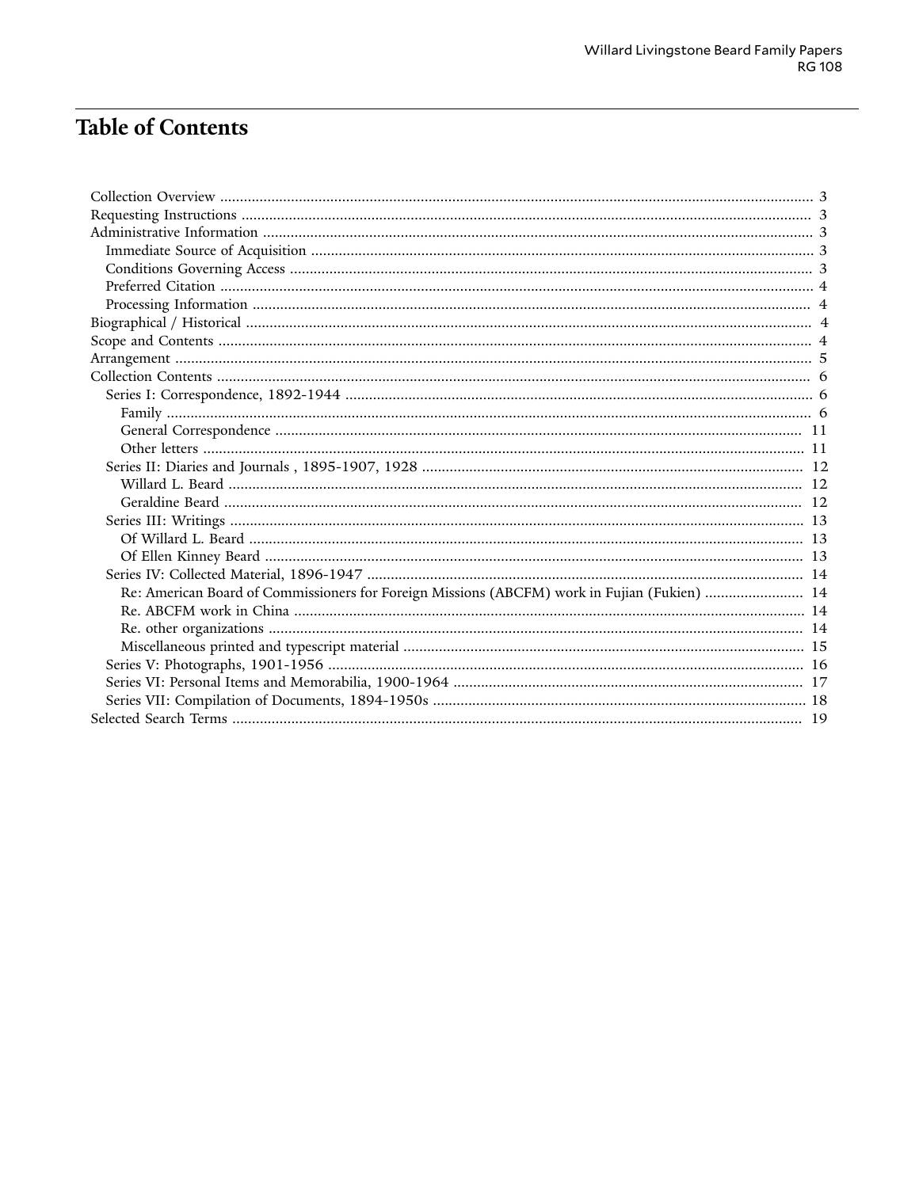# Table of Contents

- Collection Overview ..... 3
- Requesting Instructions ..... 3
- Administrative Information ..... 3
  - Immediate Source of Acquisition ..... 3
  - Conditions Governing Access ..... 3
  - Preferred Citation ..... 4
  - Processing Information ..... 4
- Biographical / Historical ..... 4
- Scope and Contents ..... 4
- Arrangement ..... 5
- Collection Contents ..... 6
  - Series I: Correspondence, 1892-1944 ..... 6
    - Family ..... 6
    - General Correspondence ..... 11
    - Other letters ..... 11
  - Series II: Diaries and Journals , 1895-1907, 1928 ..... 12
    - Willard L. Beard ..... 12
    - Geraldine Beard ..... 12
  - Series III: Writings ..... 13
    - Of Willard L. Beard ..... 13
    - Of Ellen Kinney Beard ..... 13
  - Series IV: Collected Material, 1896-1947 ..... 14
    - Re: American Board of Commissioners for Foreign Missions (ABCFM) work in Fujian (Fukien) ..... 14
    - Re. ABCFM work in China ..... 14
    - Re. other organizations ..... 14
    - Miscellaneous printed and typescript material ..... 15
  - Series V: Photographs, 1901-1956 ..... 16
  - Series VI: Personal Items and Memorabilia, 1900-1964 ..... 17
  - Series VII: Compilation of Documents, 1894-1950s ..... 18
- Selected Search Terms ..... 19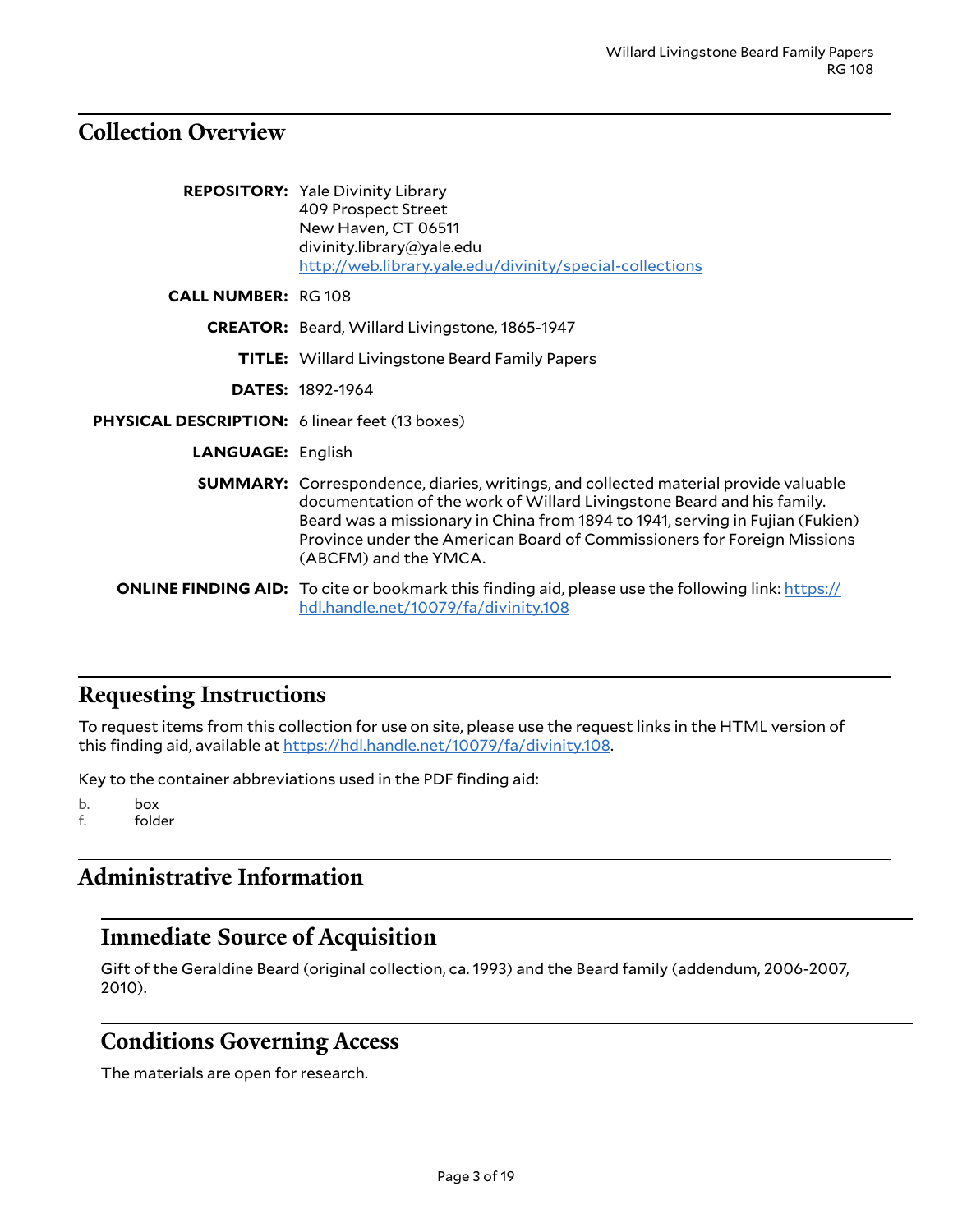## Collection Overview

**REPOSITORY:** Yale Divinity Library
409 Prospect Street
New Haven, CT 06511
divinity.library@yale.edu
http://web.library.yale.edu/divinity/special-collections

**CALL NUMBER:** RG 108

**CREATOR:** Beard, Willard Livingstone, 1865-1947

**TITLE:** Willard Livingstone Beard Family Papers

**DATES:** 1892-1964

**PHYSICAL DESCRIPTION:** 6 linear feet (13 boxes)

**LANGUAGE:** English

**SUMMARY:** Correspondence, diaries, writings, and collected material provide valuable documentation of the work of Willard Livingstone Beard and his family. Beard was a missionary in China from 1894 to 1941, serving in Fujian (Fukien) Province under the American Board of Commissioners for Foreign Missions (ABCFM) and the YMCA.

**ONLINE FINDING AID:** To cite or bookmark this finding aid, please use the following link: https://hdl.handle.net/10079/fa/divinity.108

## Requesting Instructions

To request items from this collection for use on site, please use the request links in the HTML version of this finding aid, available at https://hdl.handle.net/10079/fa/divinity.108.

Key to the container abbreviations used in the PDF finding aid:

b. box
f. folder

## Administrative Information

### Immediate Source of Acquisition

Gift of the Geraldine Beard (original collection, ca. 1993) and the Beard family (addendum, 2006-2007, 2010).

### Conditions Governing Access

The materials are open for research.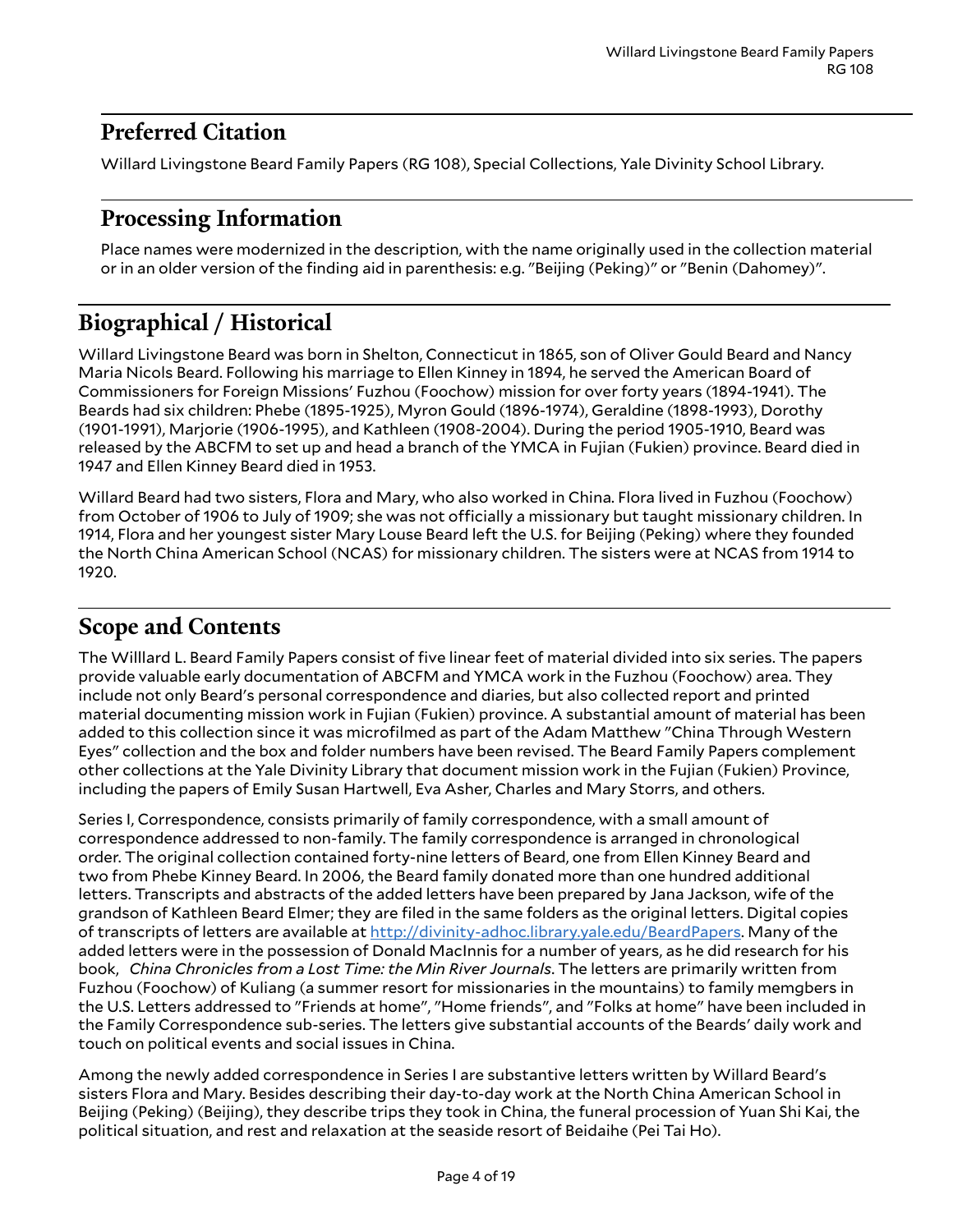## Preferred Citation

Willard Livingstone Beard Family Papers (RG 108), Special Collections, Yale Divinity School Library.

## Processing Information

Place names were modernized in the description, with the name originally used in the collection material or in an older version of the finding aid in parenthesis: e.g. "Beijing (Peking)" or "Benin (Dahomey)".

# Biographical / Historical

Willard Livingstone Beard was born in Shelton, Connecticut in 1865, son of Oliver Gould Beard and Nancy Maria Nicols Beard. Following his marriage to Ellen Kinney in 1894, he served the American Board of Commissioners for Foreign Missions' Fuzhou (Foochow) mission for over forty years (1894-1941). The Beards had six children: Phebe (1895-1925), Myron Gould (1896-1974), Geraldine (1898-1993), Dorothy (1901-1991), Marjorie (1906-1995), and Kathleen (1908-2004). During the period 1905-1910, Beard was released by the ABCFM to set up and head a branch of the YMCA in Fujian (Fukien) province. Beard died in 1947 and Ellen Kinney Beard died in 1953.

Willard Beard had two sisters, Flora and Mary, who also worked in China. Flora lived in Fuzhou (Foochow) from October of 1906 to July of 1909; she was not officially a missionary but taught missionary children. In 1914, Flora and her youngest sister Mary Louse Beard left the U.S. for Beijing (Peking) where they founded the North China American School (NCAS) for missionary children. The sisters were at NCAS from 1914 to 1920.

# Scope and Contents

The Willlard L. Beard Family Papers consist of five linear feet of material divided into six series. The papers provide valuable early documentation of ABCFM and YMCA work in the Fuzhou (Foochow) area. They include not only Beard's personal correspondence and diaries, but also collected report and printed material documenting mission work in Fujian (Fukien) province. A substantial amount of material has been added to this collection since it was microfilmed as part of the Adam Matthew "China Through Western Eyes" collection and the box and folder numbers have been revised. The Beard Family Papers complement other collections at the Yale Divinity Library that document mission work in the Fujian (Fukien) Province, including the papers of Emily Susan Hartwell, Eva Asher, Charles and Mary Storrs, and others.

Series I, Correspondence, consists primarily of family correspondence, with a small amount of correspondence addressed to non-family. The family correspondence is arranged in chronological order. The original collection contained forty-nine letters of Beard, one from Ellen Kinney Beard and two from Phebe Kinney Beard. In 2006, the Beard family donated more than one hundred additional letters. Transcripts and abstracts of the added letters have been prepared by Jana Jackson, wife of the grandson of Kathleen Beard Elmer; they are filed in the same folders as the original letters. Digital copies of transcripts of letters are available at [http://divinity-adhoc.library.yale.edu/BeardPapers](http://divinity-adhoc.library.yale.edu/BeardPapers). Many of the added letters were in the possession of Donald MacInnis for a number of years, as he did research for his book, *China Chronicles from a Lost Time: the Min River Journals*. The letters are primarily written from Fuzhou (Foochow) of Kuliang (a summer resort for missionaries in the mountains) to family memgbers in the U.S. Letters addressed to "Friends at home", "Home friends", and "Folks at home" have been included in the Family Correspondence sub-series. The letters give substantial accounts of the Beards' daily work and touch on political events and social issues in China.

Among the newly added correspondence in Series I are substantive letters written by Willard Beard's sisters Flora and Mary. Besides describing their day-to-day work at the North China American School in Beijing (Peking) (Beijing), they describe trips they took in China, the funeral procession of Yuan Shi Kai, the political situation, and rest and relaxation at the seaside resort of Beidaihe (Pei Tai Ho).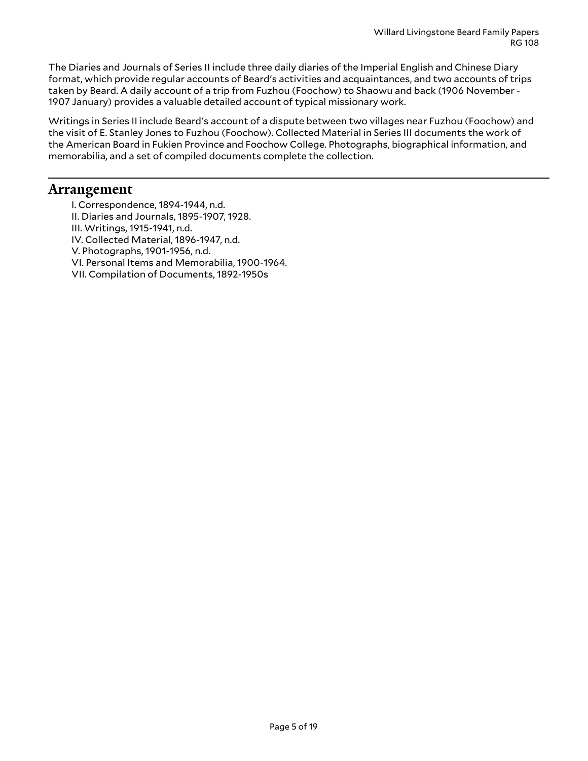The Diaries and Journals of Series II include three daily diaries of the Imperial English and Chinese Diary format, which provide regular accounts of Beard's activities and acquaintances, and two accounts of trips taken by Beard. A daily account of a trip from Fuzhou (Foochow) to Shaowu and back (1906 November - 1907 January) provides a valuable detailed account of typical missionary work.

Writings in Series II include Beard's account of a dispute between two villages near Fuzhou (Foochow) and the visit of E. Stanley Jones to Fuzhou (Foochow). Collected Material in Series III documents the work of the American Board in Fukien Province and Foochow College. Photographs, biographical information, and memorabilia, and a set of compiled documents complete the collection.

## Arrangement

I. Correspondence, 1894-1944, n.d.
II. Diaries and Journals, 1895-1907, 1928.
III. Writings, 1915-1941, n.d.
IV. Collected Material, 1896-1947, n.d.
V. Photographs, 1901-1956, n.d.
VI. Personal Items and Memorabilia, 1900-1964.
VII. Compilation of Documents, 1892-1950s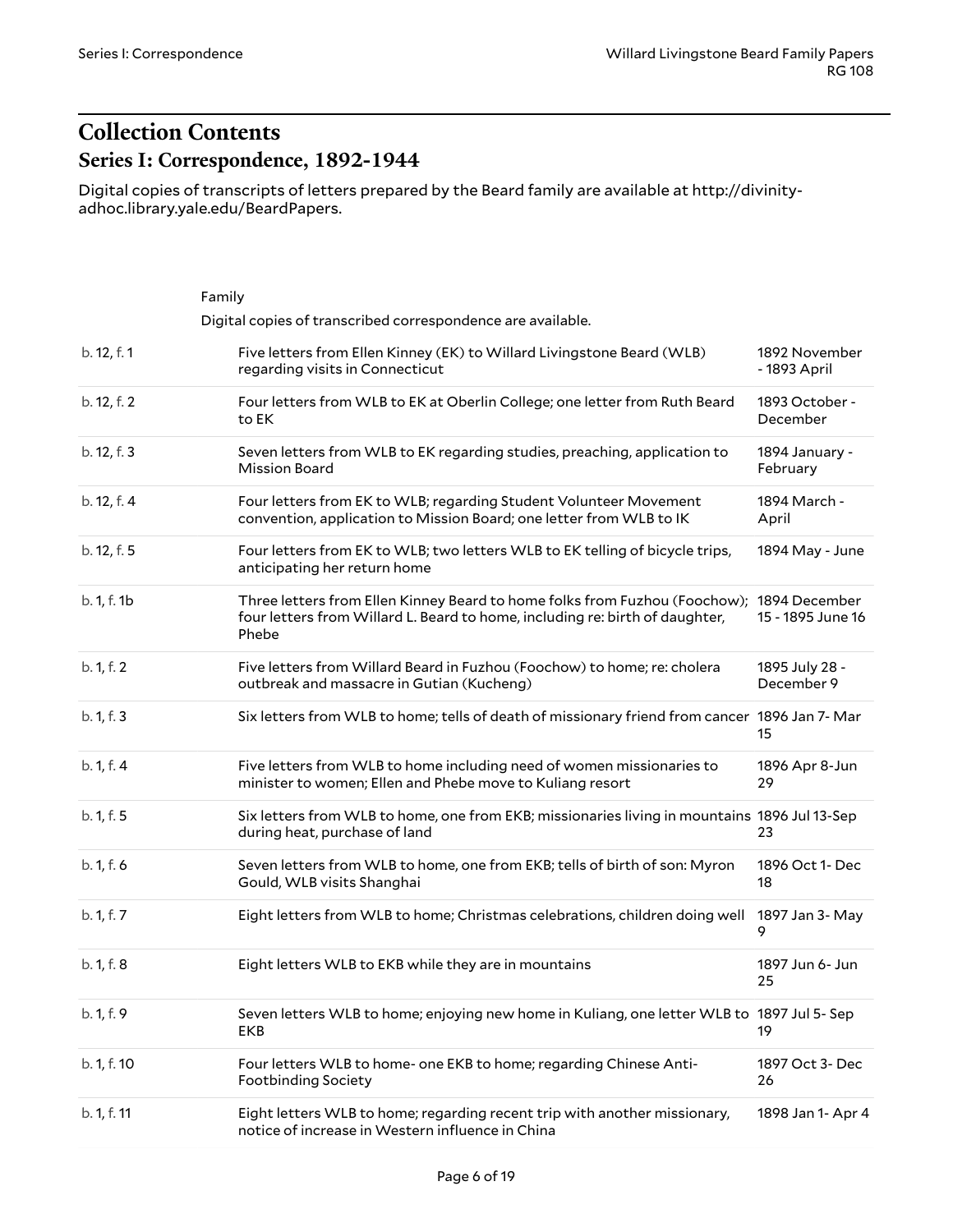# Collection Contents

## Series I: Correspondence, 1892-1944

Digital copies of transcripts of letters prepared by the Beard family are available at http://divinity-adhoc.library.yale.edu/BeardPapers.

### Family

Digital copies of transcribed correspondence are available.

| Location | Description | Date |
|---|---|---|
| b. 12, f. 1 | Five letters from Ellen Kinney (EK) to Willard Livingstone Beard (WLB) regarding visits in Connecticut | 1892 November - 1893 April |
| b. 12, f. 2 | Four letters from WLB to EK at Oberlin College; one letter from Ruth Beard to EK | 1893 October - December |
| b. 12, f. 3 | Seven letters from WLB to EK regarding studies, preaching, application to Mission Board | 1894 January - February |
| b. 12, f. 4 | Four letters from EK to WLB; regarding Student Volunteer Movement convention, application to Mission Board; one letter from WLB to IK | 1894 March - April |
| b. 12, f. 5 | Four letters from EK to WLB; two letters WLB to EK telling of bicycle trips, anticipating her return home | 1894 May - June |
| b. 1, f. 1b | Three letters from Ellen Kinney Beard to home folks from Fuzhou (Foochow); four letters from Willard L. Beard to home, including re: birth of daughter, Phebe | 1894 December 15 - 1895 June 16 |
| b. 1, f. 2 | Five letters from Willard Beard in Fuzhou (Foochow) to home; re: cholera outbreak and massacre in Gutian (Kucheng) | 1895 July 28 - December 9 |
| b. 1, f. 3 | Six letters from WLB to home; tells of death of missionary friend from cancer | 1896 Jan 7- Mar 15 |
| b. 1, f. 4 | Five letters from WLB to home including need of women missionaries to minister to women; Ellen and Phebe move to Kuliang resort | 1896 Apr 8-Jun 29 |
| b. 1, f. 5 | Six letters from WLB to home, one from EKB; missionaries living in mountains during heat, purchase of land | 1896 Jul 13-Sep 23 |
| b. 1, f. 6 | Seven letters from WLB to home, one from EKB; tells of birth of son: Myron Gould, WLB visits Shanghai | 1896 Oct 1- Dec 18 |
| b. 1, f. 7 | Eight letters from WLB to home; Christmas celebrations, children doing well | 1897 Jan 3- May 9 |
| b. 1, f. 8 | Eight letters WLB to EKB while they are in mountains | 1897 Jun 6- Jun 25 |
| b. 1, f. 9 | Seven letters WLB to home; enjoying new home in Kuliang, one letter WLB to EKB | 1897 Jul 5- Sep 19 |
| b. 1, f. 10 | Four letters WLB to home- one EKB to home; regarding Chinese Anti-Footbinding Society | 1897 Oct 3- Dec 26 |
| b. 1, f. 11 | Eight letters WLB to home; regarding recent trip with another missionary, notice of increase in Western influence in China | 1898 Jan 1- Apr 4 |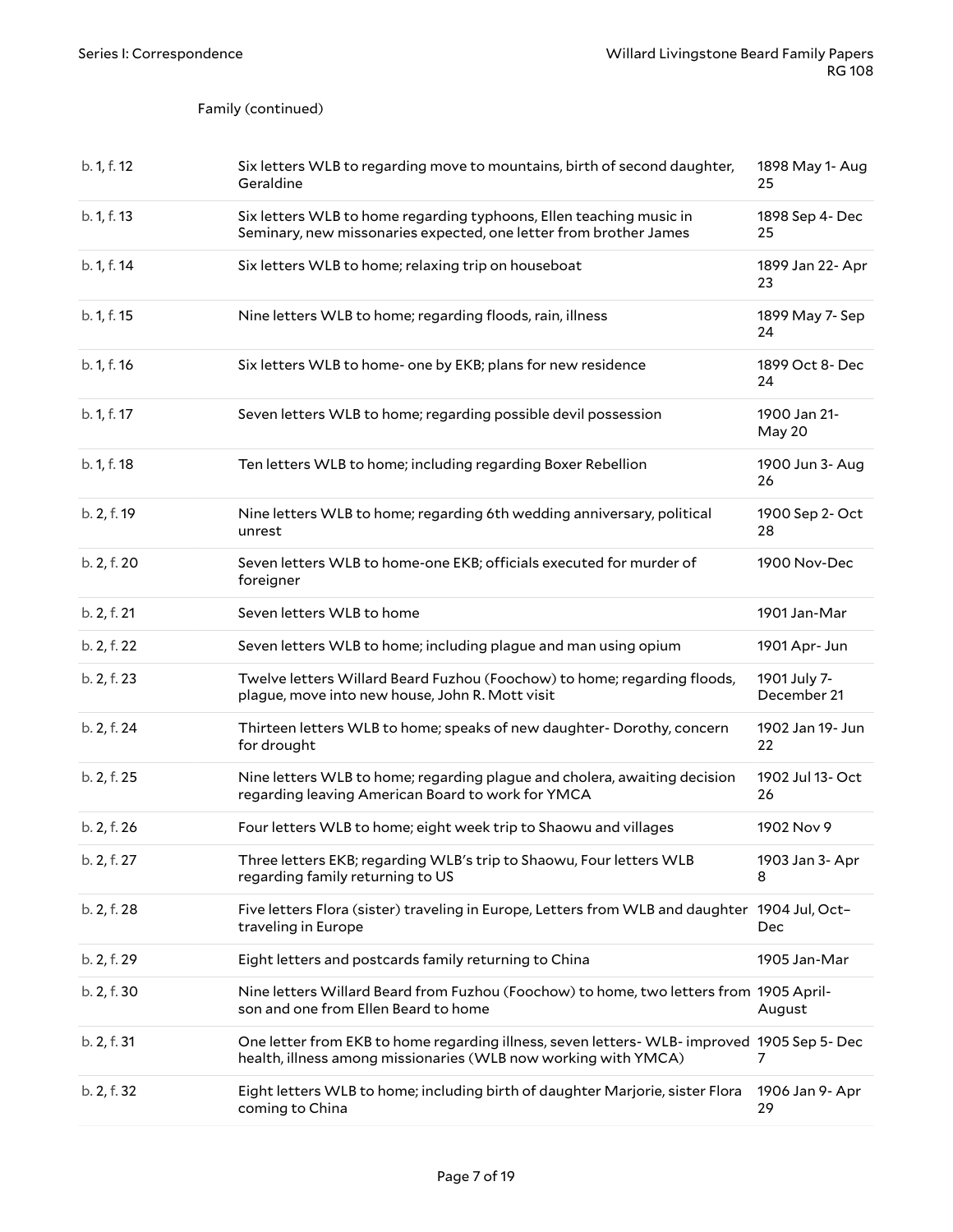Family (continued)

| | | |
|---|---|---|
| b. 1, f. 12 | Six letters WLB to regarding move to mountains, birth of second daughter, Geraldine | 1898 May 1- Aug 25 |
| b. 1, f. 13 | Six letters WLB to home regarding typhoons, Ellen teaching music in Seminary, new missonaries expected, one letter from brother James | 1898 Sep 4- Dec 25 |
| b. 1, f. 14 | Six letters WLB to home; relaxing trip on houseboat | 1899 Jan 22- Apr 23 |
| b. 1, f. 15 | Nine letters WLB to home; regarding floods, rain, illness | 1899 May 7- Sep 24 |
| b. 1, f. 16 | Six letters WLB to home- one by EKB; plans for new residence | 1899 Oct 8- Dec 24 |
| b. 1, f. 17 | Seven letters WLB to home; regarding possible devil possession | 1900 Jan 21- May 20 |
| b. 1, f. 18 | Ten letters WLB to home; including regarding Boxer Rebellion | 1900 Jun 3- Aug 26 |
| b. 2, f. 19 | Nine letters WLB to home; regarding 6th wedding anniversary, political unrest | 1900 Sep 2- Oct 28 |
| b. 2, f. 20 | Seven letters WLB to home-one EKB; officials executed for murder of foreigner | 1900 Nov-Dec |
| b. 2, f. 21 | Seven letters WLB to home | 1901 Jan-Mar |
| b. 2, f. 22 | Seven letters WLB to home; including plague and man using opium | 1901 Apr- Jun |
| b. 2, f. 23 | Twelve letters Willard Beard Fuzhou (Foochow) to home; regarding floods, plague, move into new house, John R. Mott visit | 1901 July 7- December 21 |
| b. 2, f. 24 | Thirteen letters WLB to home; speaks of new daughter- Dorothy, concern for drought | 1902 Jan 19- Jun 22 |
| b. 2, f. 25 | Nine letters WLB to home; regarding plague and cholera, awaiting decision regarding leaving American Board to work for YMCA | 1902 Jul 13- Oct 26 |
| b. 2, f. 26 | Four letters WLB to home; eight week trip to Shaowu and villages | 1902 Nov 9 |
| b. 2, f. 27 | Three letters EKB; regarding WLB's trip to Shaowu, Four letters WLB regarding family returning to US | 1903 Jan 3- Apr 8 |
| b. 2, f. 28 | Five letters Flora (sister) traveling in Europe, Letters from WLB and daughter traveling in Europe | 1904 Jul, Oct–Dec |
| b. 2, f. 29 | Eight letters and postcards family returning to China | 1905 Jan-Mar |
| b. 2, f. 30 | Nine letters Willard Beard from Fuzhou (Foochow) to home, two letters from son and one from Ellen Beard to home | 1905 April-August |
| b. 2, f. 31 | One letter from EKB to home regarding illness, seven letters- WLB- improved health, illness among missionaries (WLB now working with YMCA) | 1905 Sep 5- Dec 7 |
| b. 2, f. 32 | Eight letters WLB to home; including birth of daughter Marjorie, sister Flora coming to China | 1906 Jan 9- Apr 29 |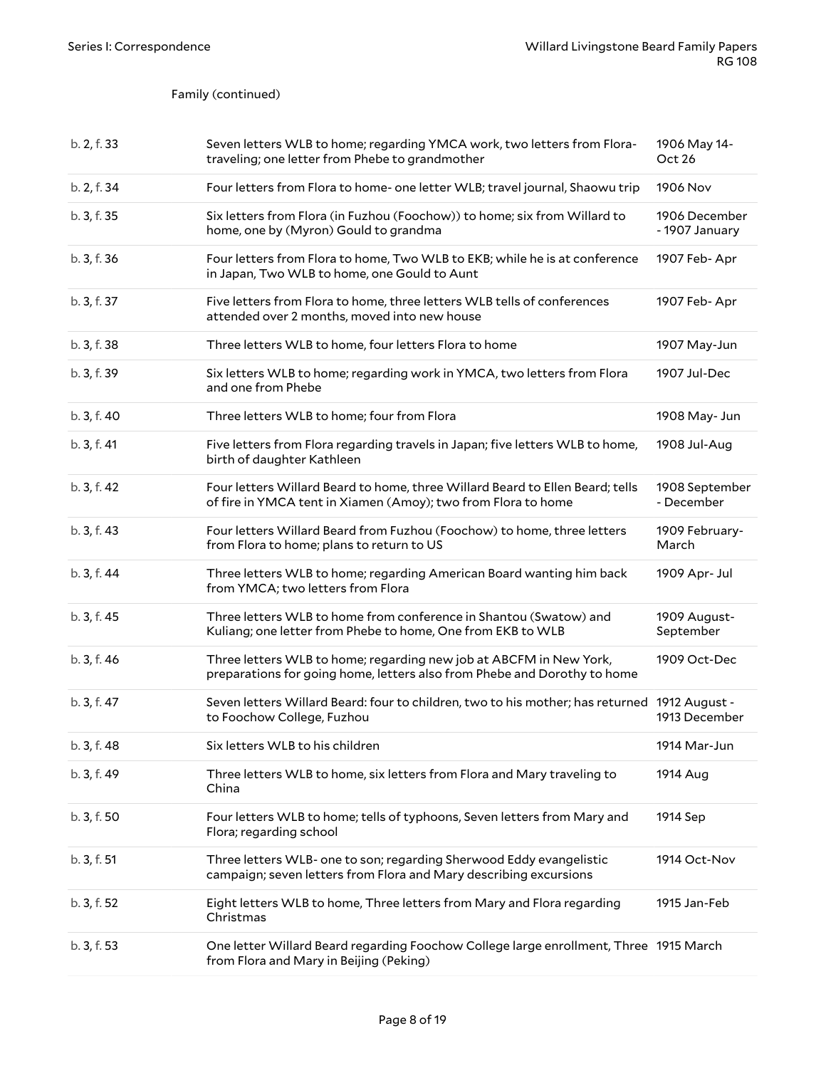Family (continued)

| | | |
|---|---|---|
| b. 2, f. 33 | Seven letters WLB to home; regarding YMCA work, two letters from Flora-traveling; one letter from Phebe to grandmother | 1906 May 14-Oct 26 |
| b. 2, f. 34 | Four letters from Flora to home- one letter WLB; travel journal, Shaowu trip | 1906 Nov |
| b. 3, f. 35 | Six letters from Flora (in Fuzhou (Foochow)) to home; six from Willard to home, one by (Myron) Gould to grandma | 1906 December - 1907 January |
| b. 3, f. 36 | Four letters from Flora to home, Two WLB to EKB; while he is at conference in Japan, Two WLB to home, one Gould to Aunt | 1907 Feb- Apr |
| b. 3, f. 37 | Five letters from Flora to home, three letters WLB tells of conferences attended over 2 months, moved into new house | 1907 Feb- Apr |
| b. 3, f. 38 | Three letters WLB to home, four letters Flora to home | 1907 May-Jun |
| b. 3, f. 39 | Six letters WLB to home; regarding work in YMCA, two letters from Flora and one from Phebe | 1907 Jul-Dec |
| b. 3, f. 40 | Three letters WLB to home; four from Flora | 1908 May- Jun |
| b. 3, f. 41 | Five letters from Flora regarding travels in Japan; five letters WLB to home, birth of daughter Kathleen | 1908 Jul-Aug |
| b. 3, f. 42 | Four letters Willard Beard to home, three Willard Beard to Ellen Beard; tells of fire in YMCA tent in Xiamen (Amoy); two from Flora to home | 1908 September - December |
| b. 3, f. 43 | Four letters Willard Beard from Fuzhou (Foochow) to home, three letters from Flora to home; plans to return to US | 1909 February-March |
| b. 3, f. 44 | Three letters WLB to home; regarding American Board wanting him back from YMCA; two letters from Flora | 1909 Apr- Jul |
| b. 3, f. 45 | Three letters WLB to home from conference in Shantou (Swatow) and Kuliang; one letter from Phebe to home, One from EKB to WLB | 1909 August-September |
| b. 3, f. 46 | Three letters WLB to home; regarding new job at ABCFM in New York, preparations for going home, letters also from Phebe and Dorothy to home | 1909 Oct-Dec |
| b. 3, f. 47 | Seven letters Willard Beard: four to children, two to his mother; has returned to Foochow College, Fuzhou | 1912 August - 1913 December |
| b. 3, f. 48 | Six letters WLB to his children | 1914 Mar-Jun |
| b. 3, f. 49 | Three letters WLB to home, six letters from Flora and Mary traveling to China | 1914 Aug |
| b. 3, f. 50 | Four letters WLB to home; tells of typhoons, Seven letters from Mary and Flora; regarding school | 1914 Sep |
| b. 3, f. 51 | Three letters WLB- one to son; regarding Sherwood Eddy evangelistic campaign; seven letters from Flora and Mary describing excursions | 1914 Oct-Nov |
| b. 3, f. 52 | Eight letters WLB to home, Three letters from Mary and Flora regarding Christmas | 1915 Jan-Feb |
| b. 3, f. 53 | One letter Willard Beard regarding Foochow College large enrollment, Three from Flora and Mary in Beijing (Peking) | 1915 March |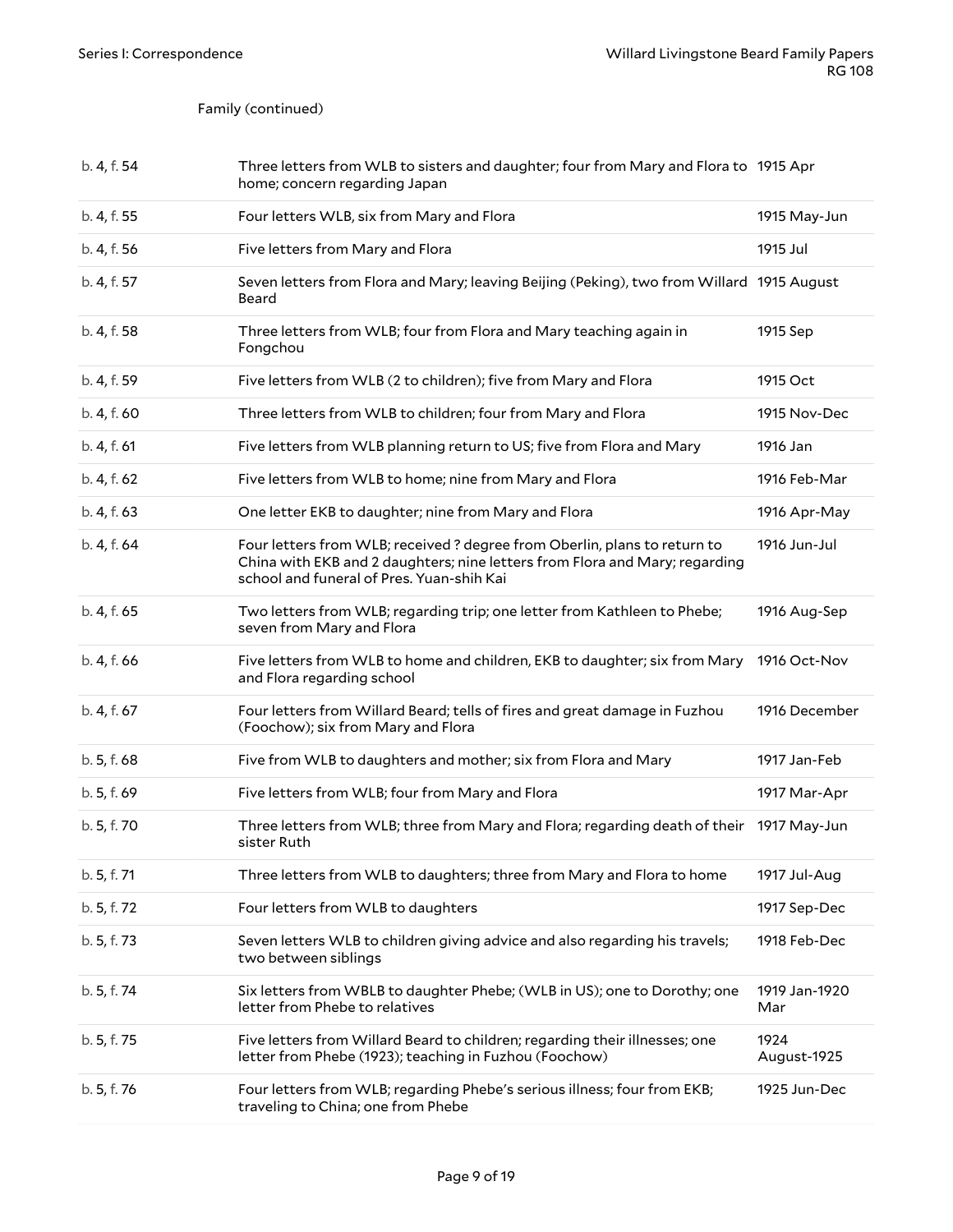Family (continued)

| | | |
|---|---|---|
| b. 4, f. 54 | Three letters from WLB to sisters and daughter; four from Mary and Flora to home; concern regarding Japan | 1915 Apr |
| b. 4, f. 55 | Four letters WLB, six from Mary and Flora | 1915 May-Jun |
| b. 4, f. 56 | Five letters from Mary and Flora | 1915 Jul |
| b. 4, f. 57 | Seven letters from Flora and Mary; leaving Beijing (Peking), two from Willard Beard | 1915 August |
| b. 4, f. 58 | Three letters from WLB; four from Flora and Mary teaching again in Fongchou | 1915 Sep |
| b. 4, f. 59 | Five letters from WLB (2 to children); five from Mary and Flora | 1915 Oct |
| b. 4, f. 60 | Three letters from WLB to children; four from Mary and Flora | 1915 Nov-Dec |
| b. 4, f. 61 | Five letters from WLB planning return to US; five from Flora and Mary | 1916 Jan |
| b. 4, f. 62 | Five letters from WLB to home; nine from Mary and Flora | 1916 Feb-Mar |
| b. 4, f. 63 | One letter EKB to daughter; nine from Mary and Flora | 1916 Apr-May |
| b. 4, f. 64 | Four letters from WLB; received ? degree from Oberlin, plans to return to China with EKB and 2 daughters; nine letters from Flora and Mary; regarding school and funeral of Pres. Yuan-shih Kai | 1916 Jun-Jul |
| b. 4, f. 65 | Two letters from WLB; regarding trip; one letter from Kathleen to Phebe; seven from Mary and Flora | 1916 Aug-Sep |
| b. 4, f. 66 | Five letters from WLB to home and children, EKB to daughter; six from Mary and Flora regarding school | 1916 Oct-Nov |
| b. 4, f. 67 | Four letters from Willard Beard; tells of fires and great damage in Fuzhou (Foochow); six from Mary and Flora | 1916 December |
| b. 5, f. 68 | Five from WLB to daughters and mother; six from Flora and Mary | 1917 Jan-Feb |
| b. 5, f. 69 | Five letters from WLB; four from Mary and Flora | 1917 Mar-Apr |
| b. 5, f. 70 | Three letters from WLB; three from Mary and Flora; regarding death of their sister Ruth | 1917 May-Jun |
| b. 5, f. 71 | Three letters from WLB to daughters; three from Mary and Flora to home | 1917 Jul-Aug |
| b. 5, f. 72 | Four letters from WLB to daughters | 1917 Sep-Dec |
| b. 5, f. 73 | Seven letters WLB to children giving advice and also regarding his travels; two between siblings | 1918 Feb-Dec |
| b. 5, f. 74 | Six letters from WBLB to daughter Phebe; (WLB in US); one to Dorothy; one letter from Phebe to relatives | 1919 Jan-1920 Mar |
| b. 5, f. 75 | Five letters from Willard Beard to children; regarding their illnesses; one letter from Phebe (1923); teaching in Fuzhou (Foochow) | 1924 August-1925 |
| b. 5, f. 76 | Four letters from WLB; regarding Phebe's serious illness; four from EKB; traveling to China; one from Phebe | 1925 Jun-Dec |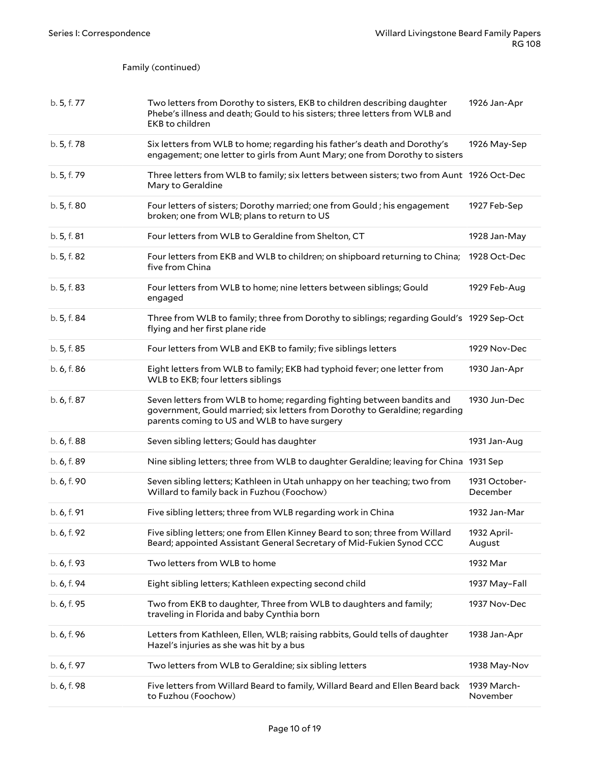Family (continued)

| | | |
|---|---|---|
| b. 5, f. 77 | Two letters from Dorothy to sisters, EKB to children describing daughter Phebe's illness and death; Gould to his sisters; three letters from WLB and EKB to children | 1926 Jan-Apr |
| b. 5, f. 78 | Six letters from WLB to home; regarding his father's death and Dorothy's engagement; one letter to girls from Aunt Mary; one from Dorothy to sisters | 1926 May-Sep |
| b. 5, f. 79 | Three letters from WLB to family; six letters between sisters; two from Aunt Mary to Geraldine | 1926 Oct-Dec |
| b. 5, f. 80 | Four letters of sisters; Dorothy married; one from Gould ; his engagement broken; one from WLB; plans to return to US | 1927 Feb-Sep |
| b. 5, f. 81 | Four letters from WLB to Geraldine from Shelton, CT | 1928 Jan-May |
| b. 5, f. 82 | Four letters from EKB and WLB to children; on shipboard returning to China; five from China | 1928 Oct-Dec |
| b. 5, f. 83 | Four letters from WLB to home; nine letters between siblings; Gould engaged | 1929 Feb-Aug |
| b. 5, f. 84 | Three from WLB to family; three from Dorothy to siblings; regarding Gould's flying and her first plane ride | 1929 Sep-Oct |
| b. 5, f. 85 | Four letters from WLB and EKB to family; five siblings letters | 1929 Nov-Dec |
| b. 6, f. 86 | Eight letters from WLB to family; EKB had typhoid fever; one letter from WLB to EKB; four letters siblings | 1930 Jan-Apr |
| b. 6, f. 87 | Seven letters from WLB to home; regarding fighting between bandits and government, Gould married; six letters from Dorothy to Geraldine; regarding parents coming to US and WLB to have surgery | 1930 Jun-Dec |
| b. 6, f. 88 | Seven sibling letters; Gould has daughter | 1931 Jan-Aug |
| b. 6, f. 89 | Nine sibling letters; three from WLB to daughter Geraldine; leaving for China | 1931 Sep |
| b. 6, f. 90 | Seven sibling letters; Kathleen in Utah unhappy on her teaching; two from Willard to family back in Fuzhou (Foochow) | 1931 October-December |
| b. 6, f. 91 | Five sibling letters; three from WLB regarding work in China | 1932 Jan-Mar |
| b. 6, f. 92 | Five sibling letters; one from Ellen Kinney Beard to son; three from Willard Beard; appointed Assistant General Secretary of Mid-Fukien Synod CCC | 1932 April-August |
| b. 6, f. 93 | Two letters from WLB to home | 1932 Mar |
| b. 6, f. 94 | Eight sibling letters; Kathleen expecting second child | 1937 May–Fall |
| b. 6, f. 95 | Two from EKB to daughter, Three from WLB to daughters and family; traveling in Florida and baby Cynthia born | 1937 Nov-Dec |
| b. 6, f. 96 | Letters from Kathleen, Ellen, WLB; raising rabbits, Gould tells of daughter Hazel's injuries as she was hit by a bus | 1938 Jan-Apr |
| b. 6, f. 97 | Two letters from WLB to Geraldine; six sibling letters | 1938 May-Nov |
| b. 6, f. 98 | Five letters from Willard Beard to family, Willard Beard and Ellen Beard back to Fuzhou (Foochow) | 1939 March-November |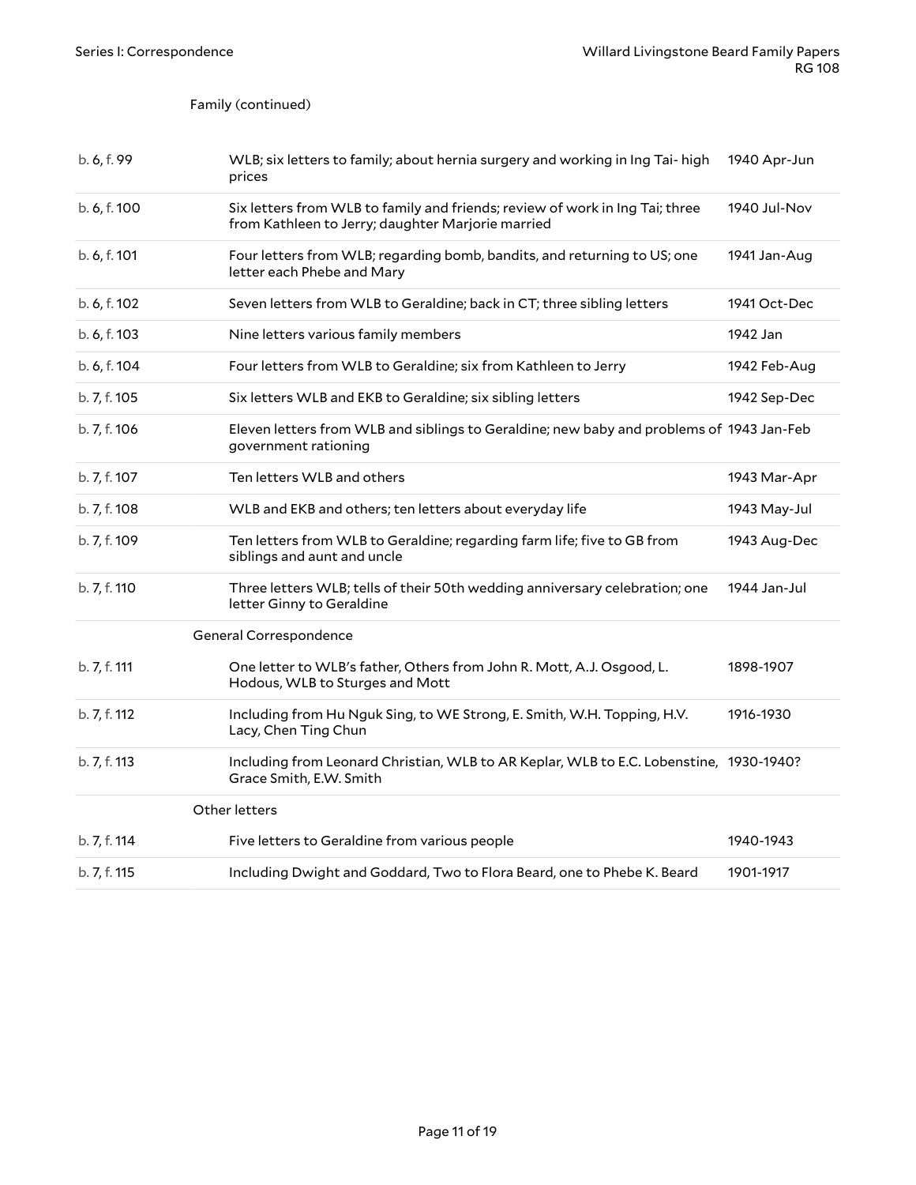Family (continued)

| | | |
|---|---|---|
| b. 6, f. 99 | WLB; six letters to family; about hernia surgery and working in Ing Tai- high prices | 1940 Apr-Jun |
| b. 6, f. 100 | Six letters from WLB to family and friends; review of work in Ing Tai; three from Kathleen to Jerry; daughter Marjorie married | 1940 Jul-Nov |
| b. 6, f. 101 | Four letters from WLB; regarding bomb, bandits, and returning to US; one letter each Phebe and Mary | 1941 Jan-Aug |
| b. 6, f. 102 | Seven letters from WLB to Geraldine; back in CT; three sibling letters | 1941 Oct-Dec |
| b. 6, f. 103 | Nine letters various family members | 1942 Jan |
| b. 6, f. 104 | Four letters from WLB to Geraldine; six from Kathleen to Jerry | 1942 Feb-Aug |
| b. 7, f. 105 | Six letters WLB and EKB to Geraldine; six sibling letters | 1942 Sep-Dec |
| b. 7, f. 106 | Eleven letters from WLB and siblings to Geraldine; new baby and problems of government rationing | 1943 Jan-Feb |
| b. 7, f. 107 | Ten letters WLB and others | 1943 Mar-Apr |
| b. 7, f. 108 | WLB and EKB and others; ten letters about everyday life | 1943 May-Jul |
| b. 7, f. 109 | Ten letters from WLB to Geraldine; regarding farm life; five to GB from siblings and aunt and uncle | 1943 Aug-Dec |
| b. 7, f. 110 | Three letters WLB; tells of their 50th wedding anniversary celebration; one letter Ginny to Geraldine | 1944 Jan-Jul |

General Correspondence

| | | |
|---|---|---|
| b. 7, f. 111 | One letter to WLB's father, Others from John R. Mott, A.J. Osgood, L. Hodous, WLB to Sturges and Mott | 1898-1907 |
| b. 7, f. 112 | Including from Hu Nguk Sing, to WE Strong, E. Smith, W.H. Topping, H.V. Lacy, Chen Ting Chun | 1916-1930 |
| b. 7, f. 113 | Including from Leonard Christian, WLB to AR Keplar, WLB to E.C. Lobenstine, Grace Smith, E.W. Smith | 1930-1940? |

Other letters

| | | |
|---|---|---|
| b. 7, f. 114 | Five letters to Geraldine from various people | 1940-1943 |
| b. 7, f. 115 | Including Dwight and Goddard, Two to Flora Beard, one to Phebe K. Beard | 1901-1917 |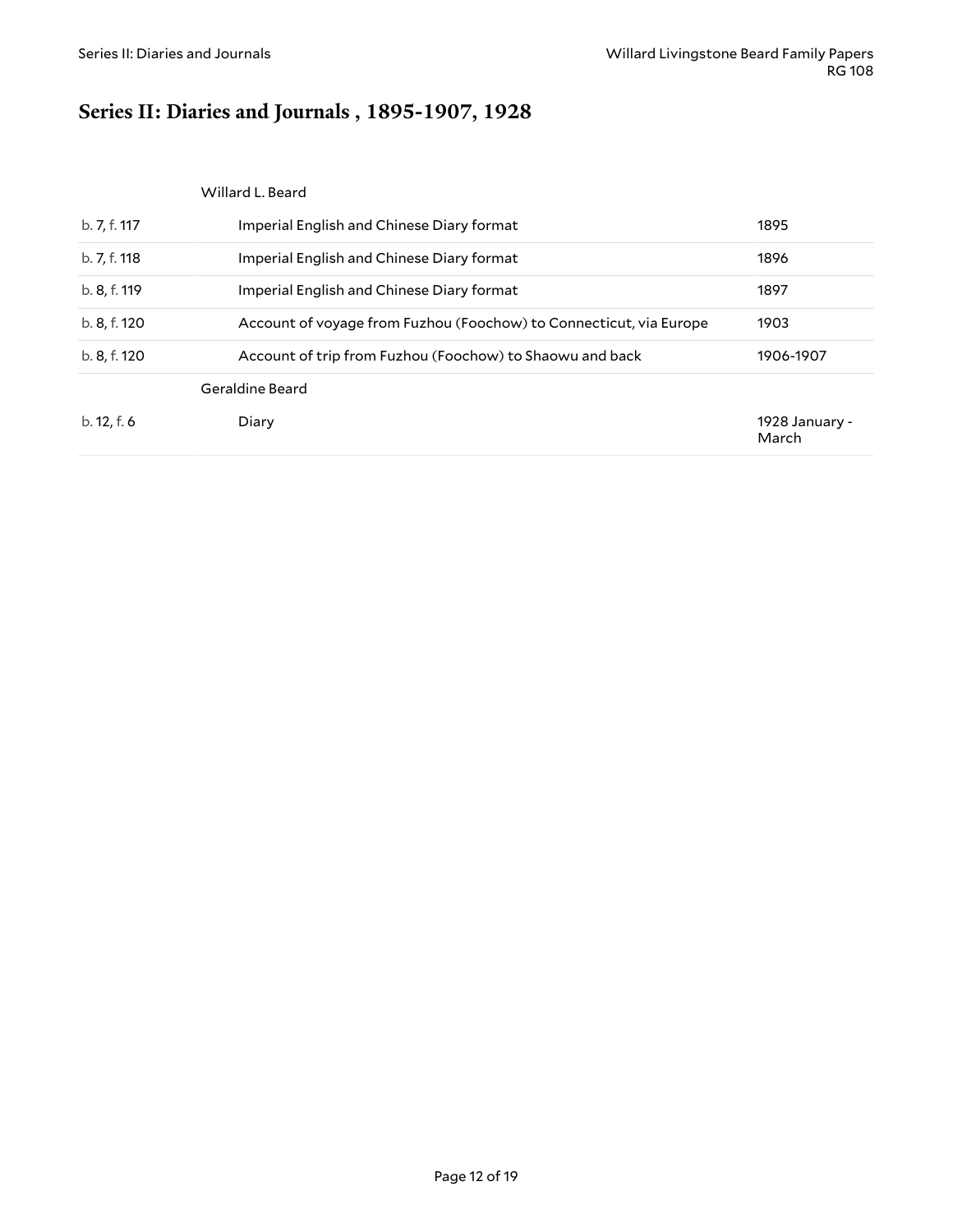## Series II: Diaries and Journals , 1895-1907, 1928

| | | |
|---|---|---|
| | Willard L. Beard | |
| b. 7, f. 117 | Imperial English and Chinese Diary format | 1895 |
| b. 7, f. 118 | Imperial English and Chinese Diary format | 1896 |
| b. 8, f. 119 | Imperial English and Chinese Diary format | 1897 |
| b. 8, f. 120 | Account of voyage from Fuzhou (Foochow) to Connecticut, via Europe | 1903 |
| b. 8, f. 120 | Account of trip from Fuzhou (Foochow) to Shaowu and back | 1906-1907 |
| | Geraldine Beard | |
| b. 12, f. 6 | Diary | 1928 January - March |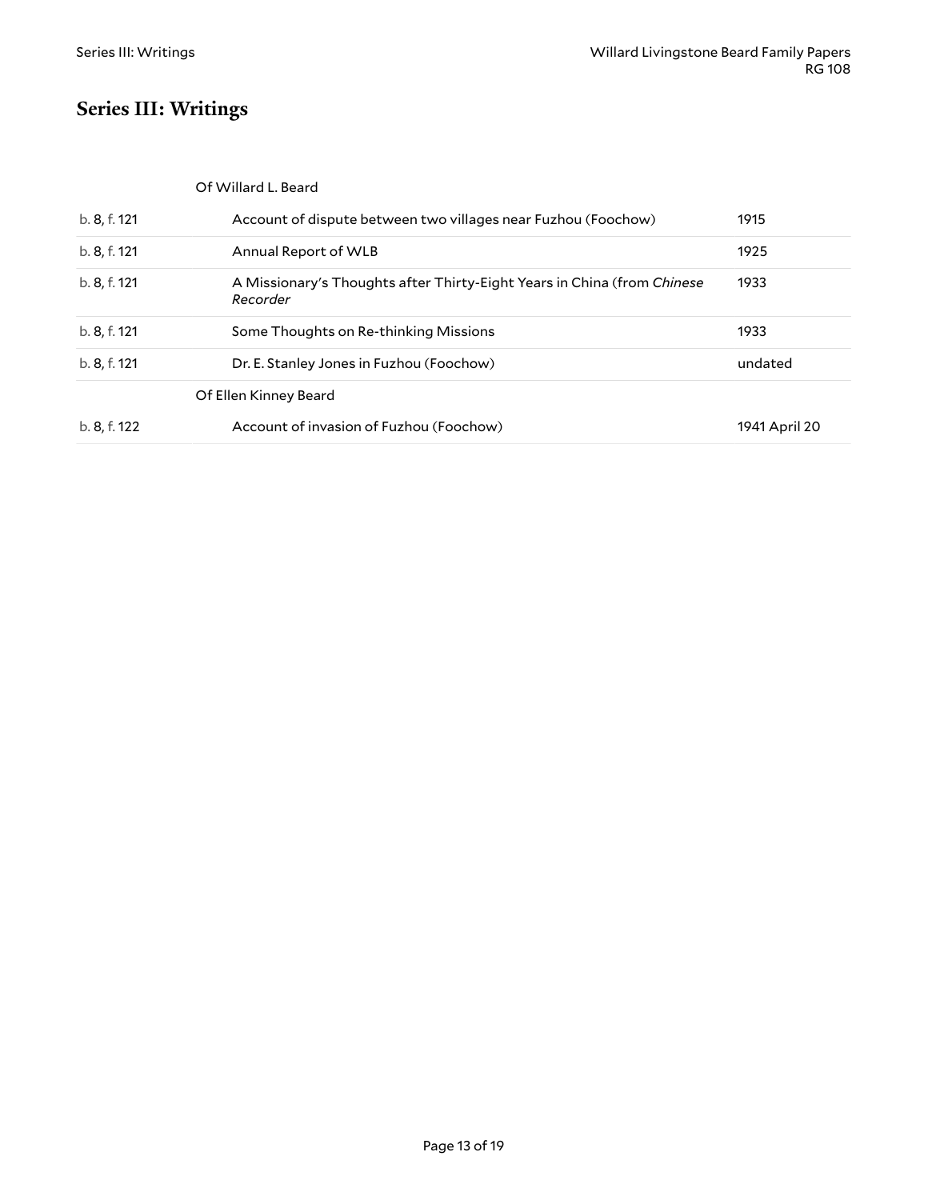## Series III: Writings

| | | |
|---|---|---|
| | Of Willard L. Beard | |
| b. 8, f. 121 | Account of dispute between two villages near Fuzhou (Foochow) | 1915 |
| b. 8, f. 121 | Annual Report of WLB | 1925 |
| b. 8, f. 121 | A Missionary's Thoughts after Thirty-Eight Years in China (from *Chinese Recorder* | 1933 |
| b. 8, f. 121 | Some Thoughts on Re-thinking Missions | 1933 |
| b. 8, f. 121 | Dr. E. Stanley Jones in Fuzhou (Foochow) | undated |
| | Of Ellen Kinney Beard | |
| b. 8, f. 122 | Account of invasion of Fuzhou (Foochow) | 1941 April 20 |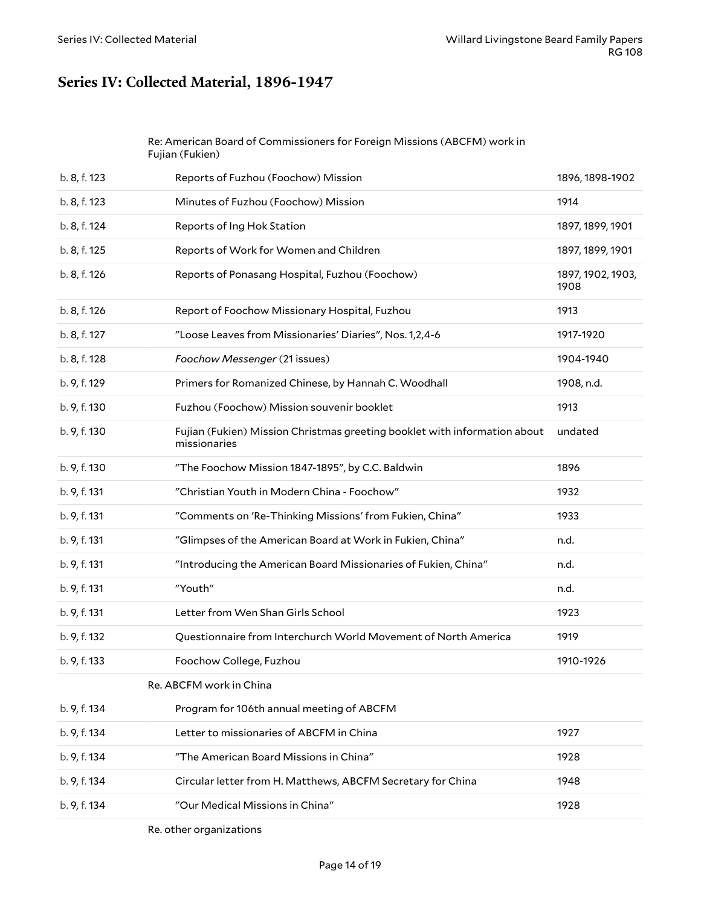## Series IV: Collected Material, 1896-1947

| | | |
|---|---|---|
| | Re: American Board of Commissioners for Foreign Missions (ABCFM) work in Fujian (Fukien) | |
| b. 8, f. 123 | Reports of Fuzhou (Foochow) Mission | 1896, 1898-1902 |
| b. 8, f. 123 | Minutes of Fuzhou (Foochow) Mission | 1914 |
| b. 8, f. 124 | Reports of Ing Hok Station | 1897, 1899, 1901 |
| b. 8, f. 125 | Reports of Work for Women and Children | 1897, 1899, 1901 |
| b. 8, f. 126 | Reports of Ponasang Hospital, Fuzhou (Foochow) | 1897, 1902, 1903, 1908 |
| b. 8, f. 126 | Report of Foochow Missionary Hospital, Fuzhou | 1913 |
| b. 8, f. 127 | "Loose Leaves from Missionaries' Diaries", Nos. 1,2,4-6 | 1917-1920 |
| b. 8, f. 128 | *Foochow Messenger* (21 issues) | 1904-1940 |
| b. 9, f. 129 | Primers for Romanized Chinese, by Hannah C. Woodhall | 1908, n.d. |
| b. 9, f. 130 | Fuzhou (Foochow) Mission souvenir booklet | 1913 |
| b. 9, f. 130 | Fujian (Fukien) Mission Christmas greeting booklet with information about missionaries | undated |
| b. 9, f. 130 | "The Foochow Mission 1847-1895", by C.C. Baldwin | 1896 |
| b. 9, f. 131 | "Christian Youth in Modern China - Foochow" | 1932 |
| b. 9, f. 131 | "Comments on 'Re-Thinking Missions' from Fukien, China" | 1933 |
| b. 9, f. 131 | "Glimpses of the American Board at Work in Fukien, China" | n.d. |
| b. 9, f. 131 | "Introducing the American Board Missionaries of Fukien, China" | n.d. |
| b. 9, f. 131 | "Youth" | n.d. |
| b. 9, f. 131 | Letter from Wen Shan Girls School | 1923 |
| b. 9, f. 132 | Questionnaire from Interchurch World Movement of North America | 1919 |
| b. 9, f. 133 | Foochow College, Fuzhou | 1910-1926 |
| | Re. ABCFM work in China | |
| b. 9, f. 134 | Program for 106th annual meeting of ABCFM | |
| b. 9, f. 134 | Letter to missionaries of ABCFM in China | 1927 |
| b. 9, f. 134 | "The American Board Missions in China" | 1928 |
| b. 9, f. 134 | Circular letter from H. Matthews, ABCFM Secretary for China | 1948 |
| b. 9, f. 134 | "Our Medical Missions in China" | 1928 |
| | Re. other organizations | |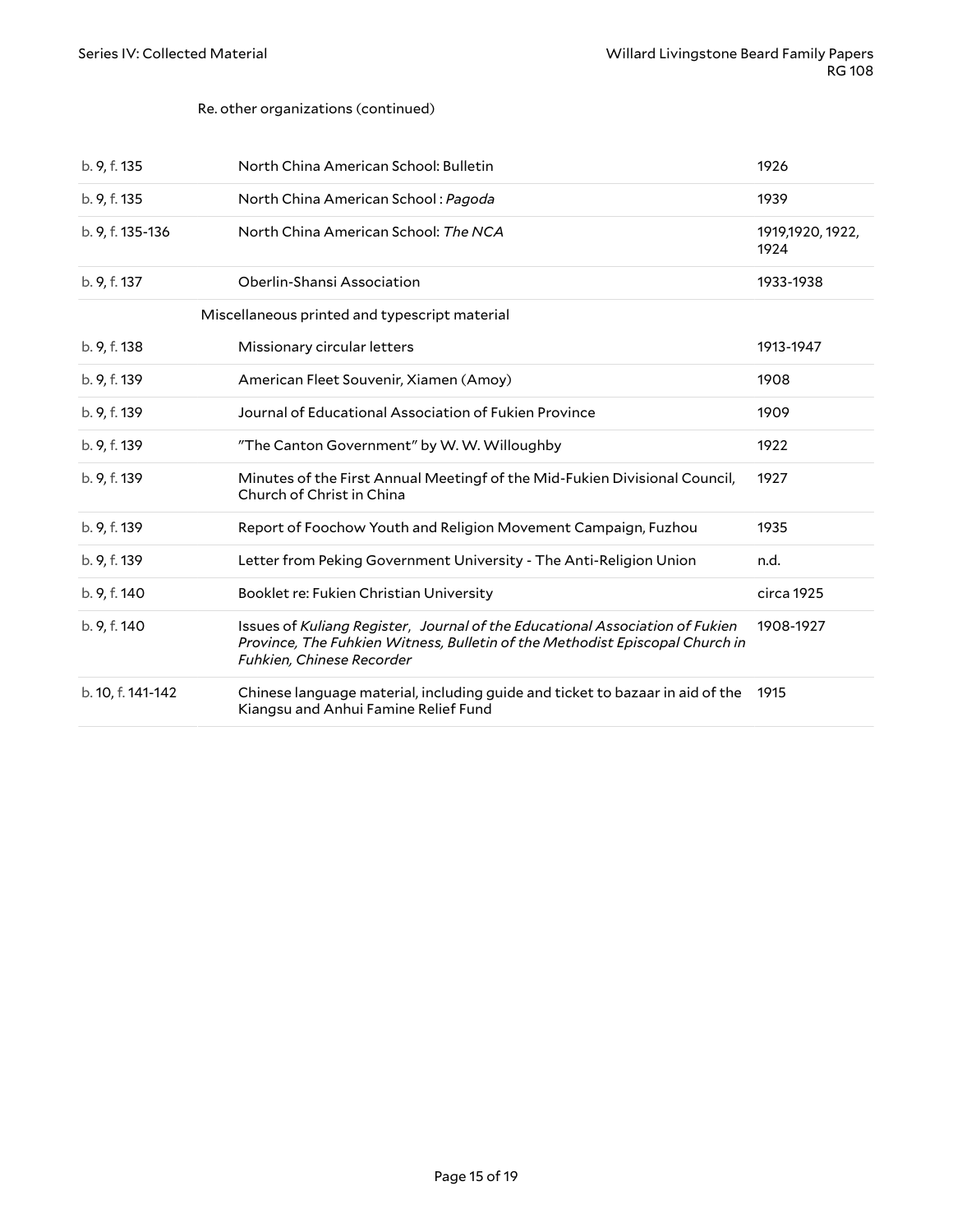Re. other organizations (continued)

| | | |
|---|---|---|
| b. 9, f. 135 | North China American School: Bulletin | 1926 |
| b. 9, f. 135 | North China American School : *Pagoda* | 1939 |
| b. 9, f. 135-136 | North China American School: *The NCA* | 1919,1920, 1922, 1924 |
| b. 9, f. 137 | Oberlin-Shansi Association | 1933-1938 |

Miscellaneous printed and typescript material

| | | |
|---|---|---|
| b. 9, f. 138 | Missionary circular letters | 1913-1947 |
| b. 9, f. 139 | American Fleet Souvenir, Xiamen (Amoy) | 1908 |
| b. 9, f. 139 | Journal of Educational Association of Fukien Province | 1909 |
| b. 9, f. 139 | "The Canton Government" by W. W. Willoughby | 1922 |
| b. 9, f. 139 | Minutes of the First Annual Meetingf of the Mid-Fukien Divisional Council, Church of Christ in China | 1927 |
| b. 9, f. 139 | Report of Foochow Youth and Religion Movement Campaign, Fuzhou | 1935 |
| b. 9, f. 139 | Letter from Peking Government University - The Anti-Religion Union | n.d. |
| b. 9, f. 140 | Booklet re: Fukien Christian University | circa 1925 |
| b. 9, f. 140 | Issues of *Kuliang Register*, *Journal of the Educational Association of Fukien Province, The Fuhkien Witness, Bulletin of the Methodist Episcopal Church in Fuhkien, Chinese Recorder* | 1908-1927 |
| b. 10, f. 141-142 | Chinese language material, including guide and ticket to bazaar in aid of the Kiangsu and Anhui Famine Relief Fund | 1915 |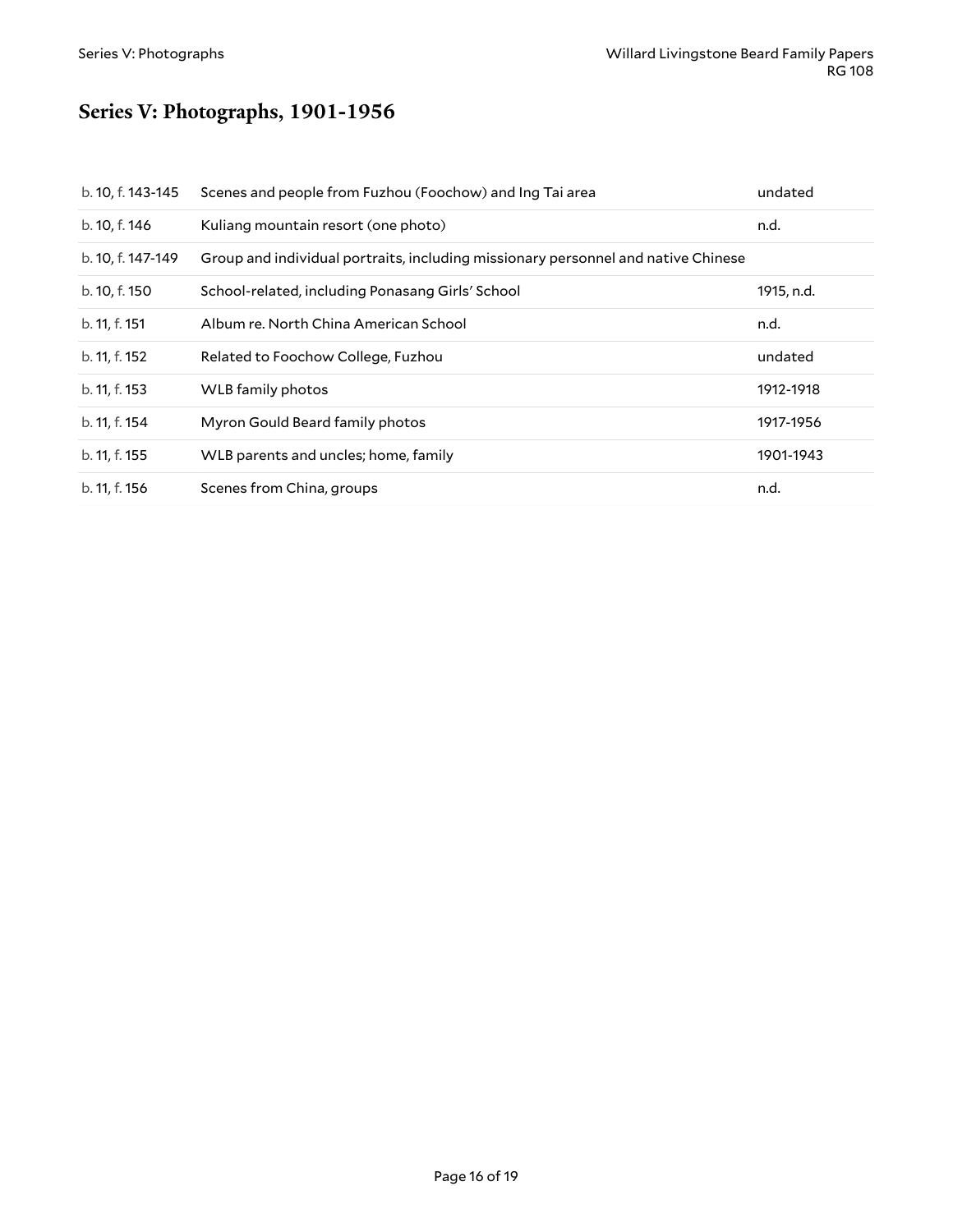## Series V: Photographs, 1901-1956

| | | |
|---|---|---|
| b. 10, f. 143-145 | Scenes and people from Fuzhou (Foochow) and Ing Tai area | undated |
| b. 10, f. 146 | Kuliang mountain resort (one photo) | n.d. |
| b. 10, f. 147-149 | Group and individual portraits, including missionary personnel and native Chinese | |
| b. 10, f. 150 | School-related, including Ponasang Girls' School | 1915, n.d. |
| b. 11, f. 151 | Album re. North China American School | n.d. |
| b. 11, f. 152 | Related to Foochow College, Fuzhou | undated |
| b. 11, f. 153 | WLB family photos | 1912-1918 |
| b. 11, f. 154 | Myron Gould Beard family photos | 1917-1956 |
| b. 11, f. 155 | WLB parents and uncles; home, family | 1901-1943 |
| b. 11, f. 156 | Scenes from China, groups | n.d. |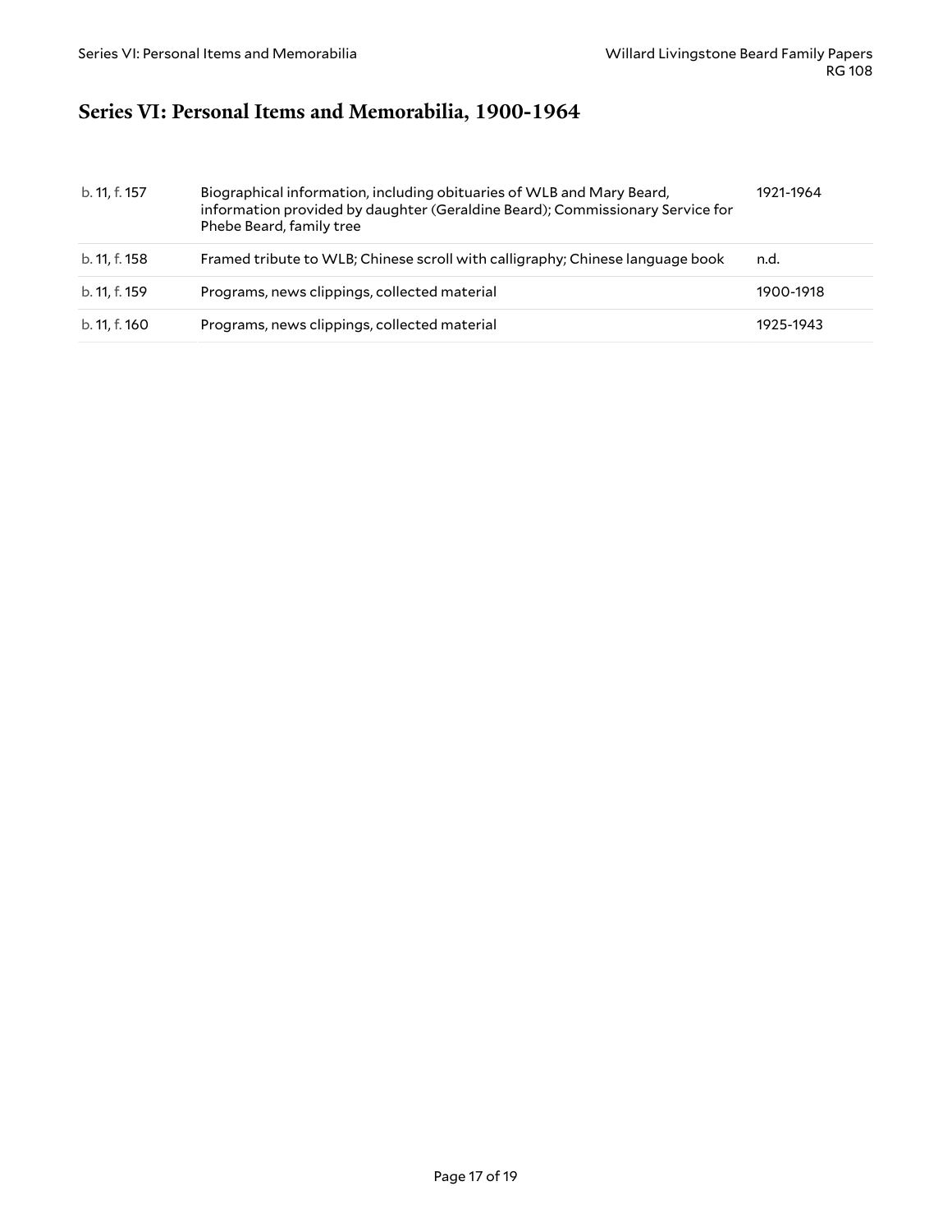# Series VI: Personal Items and Memorabilia, 1900-1964

| | | |
|---|---|---|
| b. 11, f. 157 | Biographical information, including obituaries of WLB and Mary Beard, information provided by daughter (Geraldine Beard); Commissionary Service for Phebe Beard, family tree | 1921-1964 |
| b. 11, f. 158 | Framed tribute to WLB; Chinese scroll with calligraphy; Chinese language book | n.d. |
| b. 11, f. 159 | Programs, news clippings, collected material | 1900-1918 |
| b. 11, f. 160 | Programs, news clippings, collected material | 1925-1943 |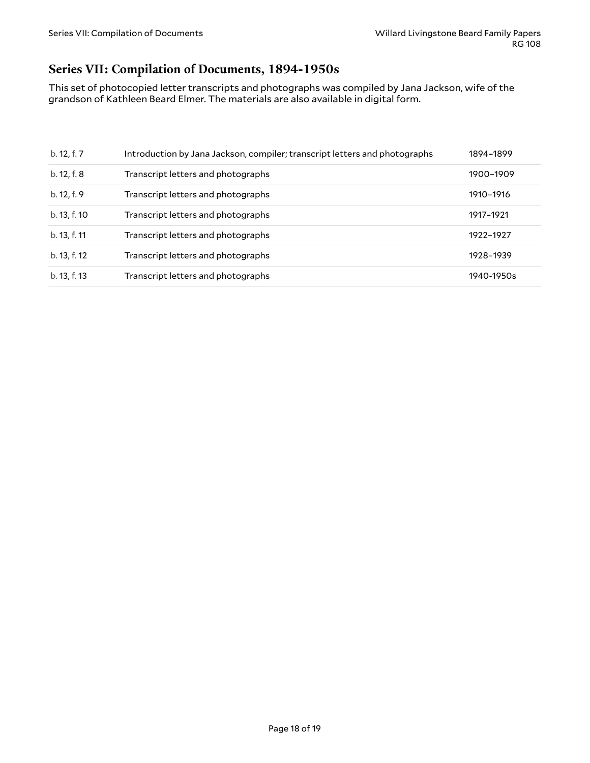## Series VII: Compilation of Documents, 1894-1950s

This set of photocopied letter transcripts and photographs was compiled by Jana Jackson, wife of the grandson of Kathleen Beard Elmer. The materials are also available in digital form.

| | | |
|---|---|---|
| b. 12, f. 7 | Introduction by Jana Jackson, compiler; transcript letters and photographs | 1894–1899 |
| b. 12, f. 8 | Transcript letters and photographs | 1900–1909 |
| b. 12, f. 9 | Transcript letters and photographs | 1910–1916 |
| b. 13, f. 10 | Transcript letters and photographs | 1917–1921 |
| b. 13, f. 11 | Transcript letters and photographs | 1922–1927 |
| b. 13, f. 12 | Transcript letters and photographs | 1928–1939 |
| b. 13, f. 13 | Transcript letters and photographs | 1940-1950s |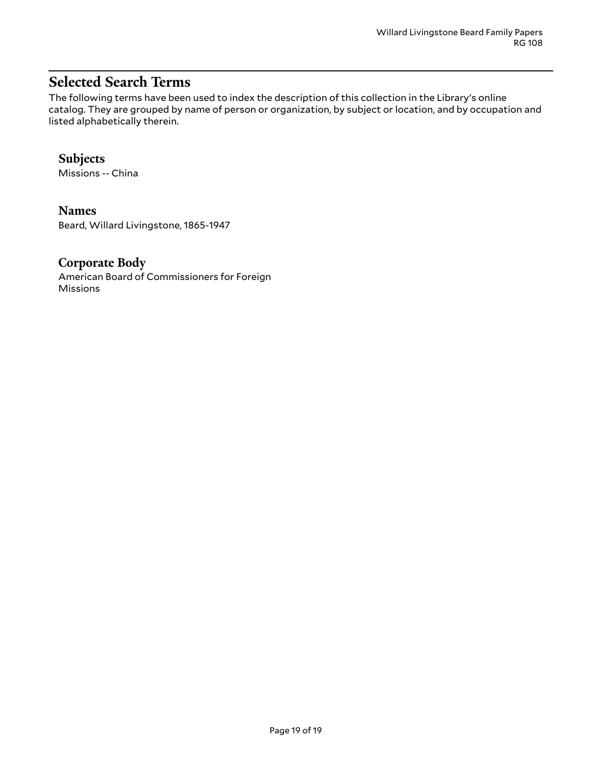## Selected Search Terms

The following terms have been used to index the description of this collection in the Library's online catalog. They are grouped by name of person or organization, by subject or location, and by occupation and listed alphabetically therein.

### Subjects

Missions -- China

### Names

Beard, Willard Livingstone, 1865-1947

### Corporate Body

American Board of Commissioners for Foreign Missions